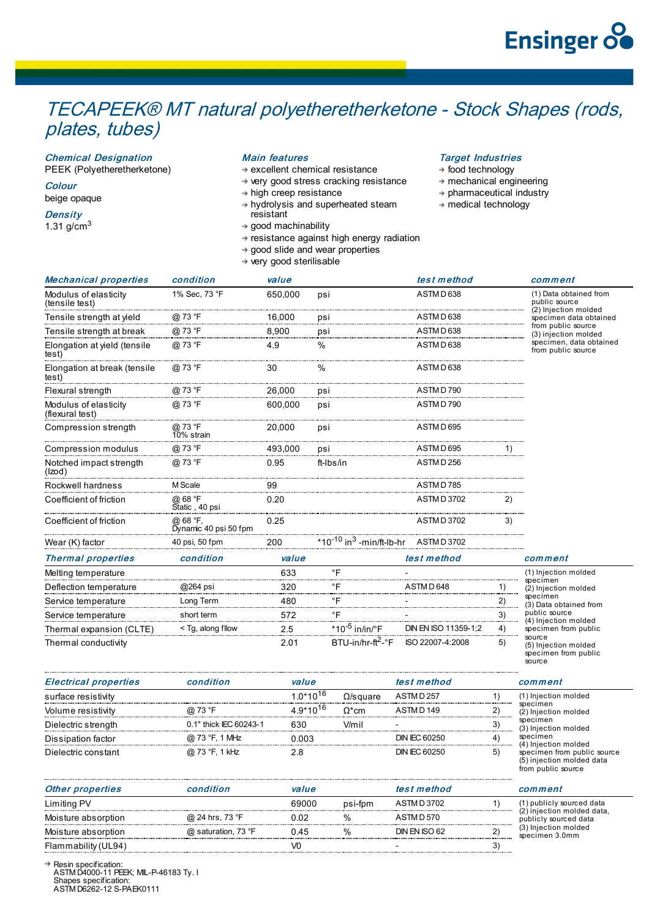# TECAPEEK® MT natural polyetheretherketone - Stock Shapes (rods, plates, tubes)

### Chemical Designation
PEEK (Polyetheretherketone)

### Colour
beige opaque

### Density
1.31 g/cm$^3$

### Main features
- excellent chemical resistance
- very good stress cracking resistance
- high creep resistance
- hydrolysis and superheated steam resistant
- good machinability
- resistance against high energy radiation
- good slide and wear properties
- very good sterilisable

### Target Industries
- food technology
- mechanical engineering
- pharmaceutical industry
- medical technology

| Mechanical properties | condition | value | | test method | | comment |
|---|---|---|---|---|---|---|
| Modulus of elasticity (tensile test) | 1% Sec, 73 °F | 650,000 | psi | ASTM D 638 | | (1) Data obtained from public source (2) Injection molded specimen data obtained from public source (3) injection molded specimen, data obtained from public source |
| Tensile strength at yield | @ 73 °F | 16,000 | psi | ASTM D 638 | | |
| Tensile strength at break | @ 73 °F | 8,900 | psi | ASTM D 638 | | |
| Elongation at yield (tensile test) | @ 73 °F | 4.9 | % | ASTM D 638 | | |
| Elongation at break (tensile test) | @ 73 °F | 30 | % | ASTM D 638 | | |
| Flexural strength | @ 73 °F | 26,000 | psi | ASTM D 790 | | |
| Modulus of elasticity (flexural test) | @ 73 °F | 600,000 | psi | ASTM D 790 | | |
| Compression strength | @ 73 °F 10% strain | 20,000 | psi | ASTM D 695 | | |
| Compression modulus | @ 73 °F | 493,000 | psi | ASTM D 695 | 1) | |
| Notched impact strength (Izod) | @ 73 °F | 0.95 | ft-lbs/in | ASTM D 256 | | |
| Rockwell hardness | M Scale | 99 | | ASTM D 785 | | |
| Coefficient of friction | @ 68 °F Static , 40 psi | 0.20 | | ASTM D 3702 | 2) | |
| Coefficient of friction | @ 68 °F, Dynamic 40 psi 50 fpm | 0.25 | | ASTM D 3702 | 3) | |
| Wear (K) factor | 40 psi, 50 fpm | 200 | $*10^{-10}$ in$^3$ -min/ft-lb-hr | ASTM D 3702 | | |

| Thermal properties | condition | value | | test method | | comment |
|---|---|---|---|---|---|---|
| Melting temperature | | 633 | °F | - | | (1) Injection molded specimen (2) Injection molded specimen (3) Data obtained from public source (4) Injection molded specimen from public source (5) Injection molded specimen from public source |
| Deflection temperature | @264 psi | 320 | °F | ASTM D 648 | 1) | |
| Service temperature | Long Term | 480 | °F | - | 2) | |
| Service temperature | short term | 572 | °F | - | 3) | |
| Thermal expansion (CLTE) | < Tg, along fllow | 2.5 | $*10^{-5}$ in/in/°F | DIN EN ISO 11359-1;2 | 4) | |
| Thermal conductivity | | 2.01 | BTU-in/hr-ft$^2$-°F | ISO 22007-4:2008 | 5) | |

| Electrical properties | condition | value | | test method | | comment |
|---|---|---|---|---|---|---|
| surface resistivity | | $1.0*10^{16}$ | Ω/square | ASTM D 257 | 1) | (1) Injection molded specimen (2) Injection molded specimen (3) Injection molded specimen (4) Injection molded specimen from public source (5) injection molded data from public source |
| Volume resistivity | @ 73 °F | $4.9*10^{16}$ | Ω*cm | ASTM D 149 | 2) | |
| Dielectric strength | 0.1" thick IEC 60243-1 | 630 | V/mil | - | 3) | |
| Dissipation factor | @ 73 °F, 1 MHz | 0.003 | | DIN IEC 60250 | 4) | |
| Dielectric constant | @ 73 °F, 1 kHz | 2.8 | | DIN IEC 60250 | 5) | |

| Other properties | condition | value | | test method | | comment |
|---|---|---|---|---|---|---|
| Limiting PV | | 69000 | psi-fpm | ASTM D 3702 | 1) | (1) publicly sourced data (2) injection molded data, publicly sourced data (3) Injection molded specimen 3.0mm |
| Moisture absorption | @ 24 hrs, 73 °F | 0.02 | % | ASTM D 570 | | |
| Moisture absorption | @ saturation, 73 °F | 0.45 | % | DIN EN ISO 62 | 2) | |
| Flammability (UL94) | | V0 | | - | 3) | |

- Resin specification:
  ASTM D4000-11 PEEK; MIL-P-46183 Ty. I
  Shapes specification:
  ASTM D6262-12 S-PAEK0111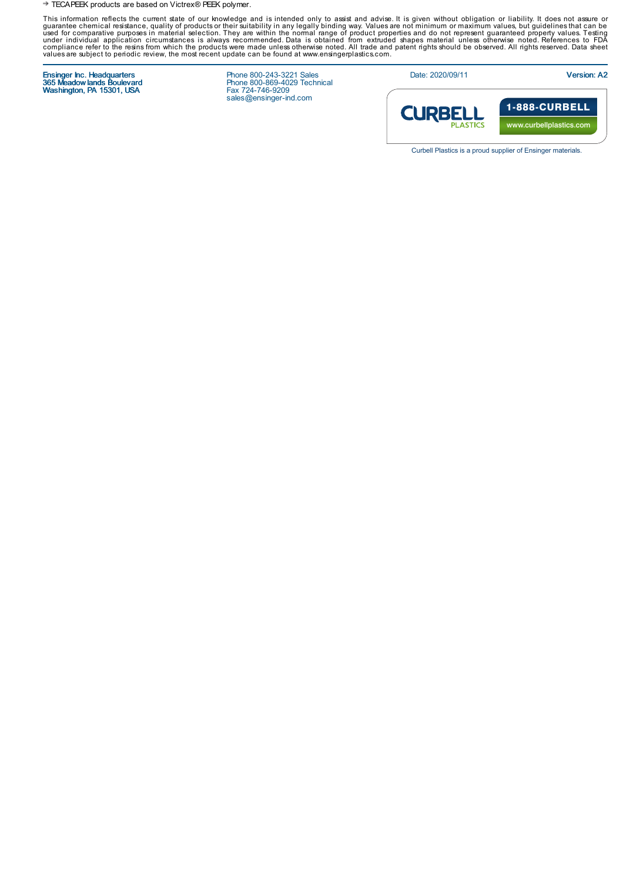→ TECAPEEK products are based on Victrex® PEEK polymer.

This information reflects the current state of our knowledge and is intended only to assist and advise. It is given without obligation or liability. It does not assure or guarantee chemical resistance, quality of products or their suitability in any legally binding way. Values are not minimum or maximum values, but guidelines that can be used for comparative purposes in material selection. They are within the normal range of product properties and do not represent guaranteed property values. Testing under individual application circumstances is always recommended. Data is obtained from extruded shapes material unless otherwise noted. References to FDA compliance refer to the resins from which the products were made unless otherwise noted. All trade and patent rights should be observed. All rights reserved. Data sheet values are subject to periodic review, the most recent update can be found at www.ensingerplastics.com.

---

**Ensinger Inc. Headquarters**
**365 Meadow lands Boulevard**
**Washington, PA 15301, USA**

Phone 800-243-3221 Sales
Phone 800-869-4029 Technical
Fax 724-746-9209
sales@ensinger-ind.com

Date: 2020/09/11

**Version: A2**

CURBELL PLASTICS
1-888-CURBELL
www.curbellplastics.com

Curbell Plastics is a proud supplier of Ensinger materials.